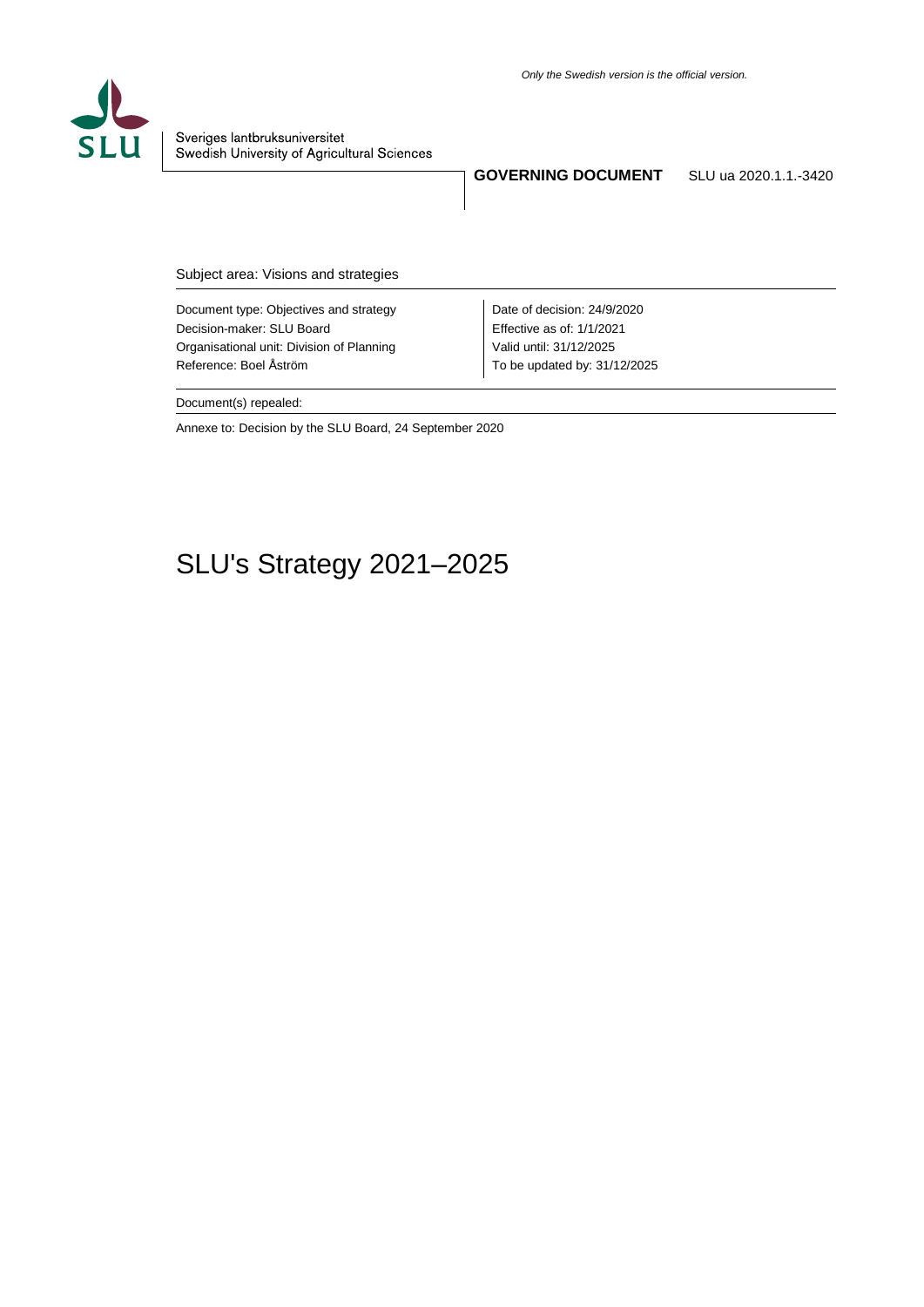*Only the Swedish version is the official version.*

Sveriges lantbruksuniversitet
Swedish University of Agricultural Sciences

**GOVERNING DOCUMENT** SLU ua 2020.1.1.-3420

Subject area: Visions and strategies

| | |
|---|---|
| Document type: Objectives and strategy | Date of decision: 24/9/2020 |
| Decision-maker: SLU Board | Effective as of: 1/1/2021 |
| Organisational unit: Division of Planning | Valid until: 31/12/2025 |
| Reference: Boel Åström | To be updated by: 31/12/2025 |

Document(s) repealed:

Annexe to: Decision by the SLU Board, 24 September 2020

# SLU's Strategy 2021–2025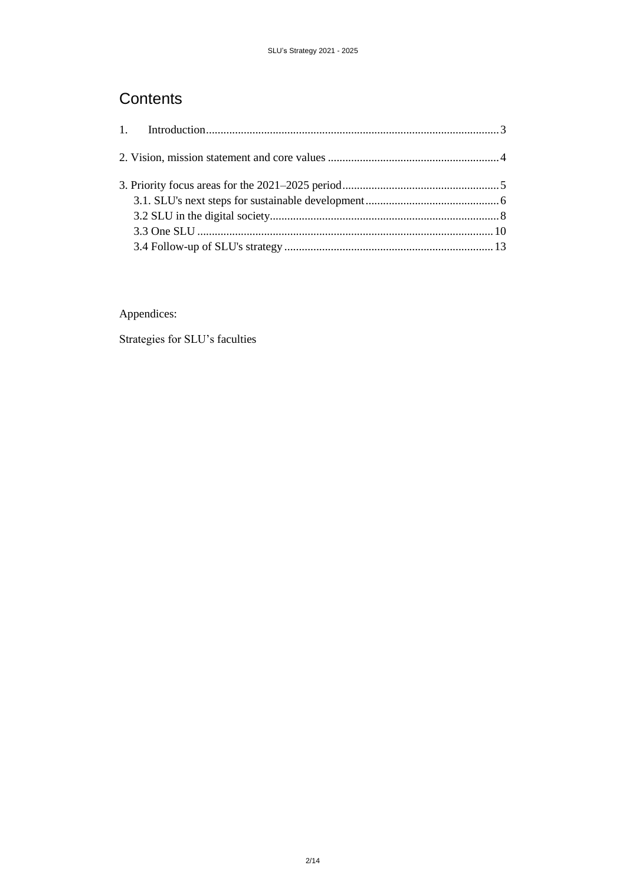# Contents

1. Introduction ... 3

2. Vision, mission statement and core values ... 4

3. Priority focus areas for the 2021–2025 period ... 5
   - 3.1. SLU's next steps for sustainable development ... 6
   - 3.2 SLU in the digital society ... 8
   - 3.3 One SLU ... 10
   - 3.4 Follow-up of SLU's strategy ... 13

Appendices:

Strategies for SLU's faculties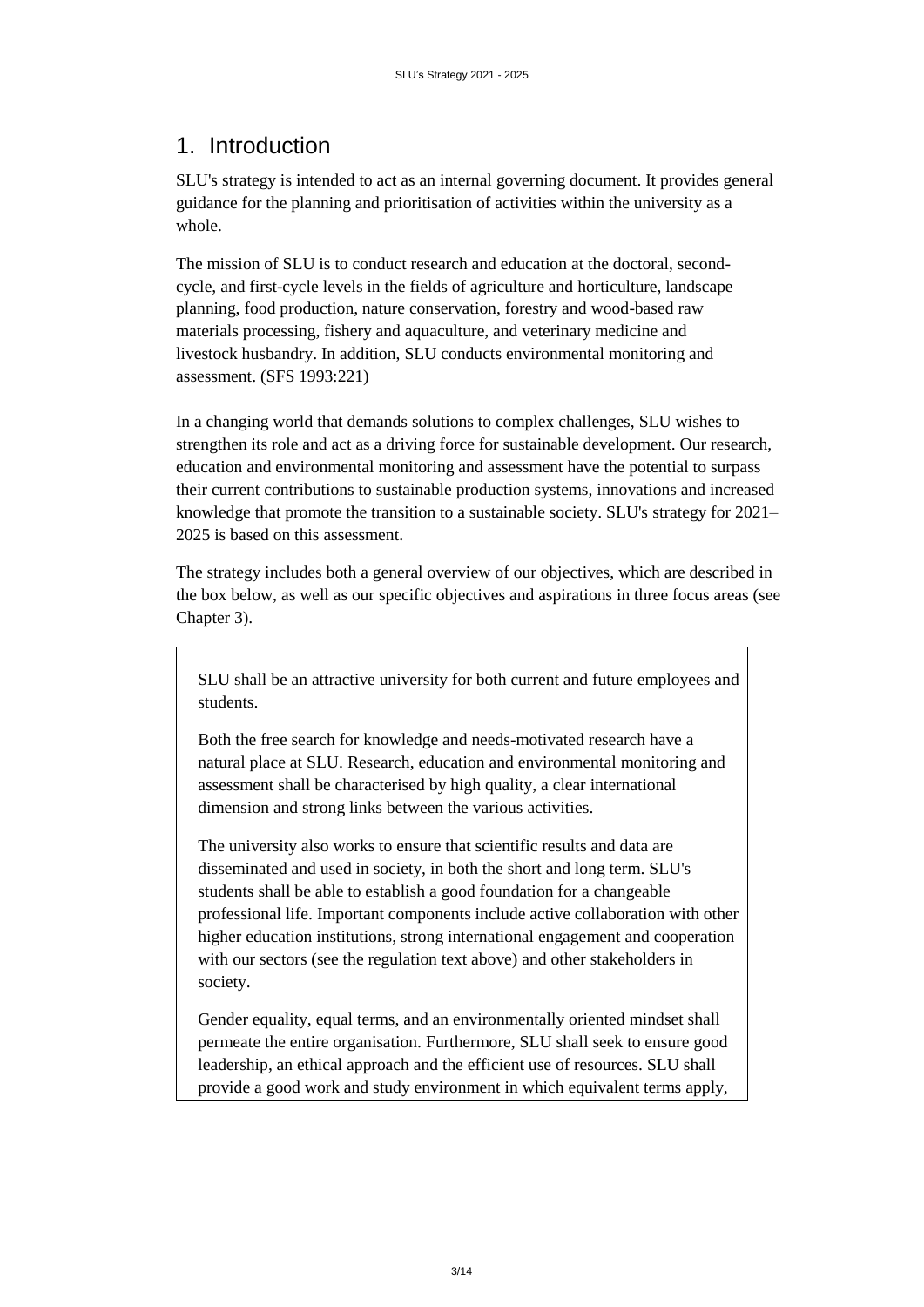# 1. Introduction

SLU's strategy is intended to act as an internal governing document. It provides general guidance for the planning and prioritisation of activities within the university as a whole.

The mission of SLU is to conduct research and education at the doctoral, second-cycle, and first-cycle levels in the fields of agriculture and horticulture, landscape planning, food production, nature conservation, forestry and wood-based raw materials processing, fishery and aquaculture, and veterinary medicine and livestock husbandry. In addition, SLU conducts environmental monitoring and assessment. (SFS 1993:221)

In a changing world that demands solutions to complex challenges, SLU wishes to strengthen its role and act as a driving force for sustainable development. Our research, education and environmental monitoring and assessment have the potential to surpass their current contributions to sustainable production systems, innovations and increased knowledge that promote the transition to a sustainable society. SLU's strategy for 2021–2025 is based on this assessment.

The strategy includes both a general overview of our objectives, which are described in the box below, as well as our specific objectives and aspirations in three focus areas (see Chapter 3).

> SLU shall be an attractive university for both current and future employees and students.
>
> Both the free search for knowledge and needs-motivated research have a natural place at SLU. Research, education and environmental monitoring and assessment shall be characterised by high quality, a clear international dimension and strong links between the various activities.
>
> The university also works to ensure that scientific results and data are disseminated and used in society, in both the short and long term. SLU's students shall be able to establish a good foundation for a changeable professional life. Important components include active collaboration with other higher education institutions, strong international engagement and cooperation with our sectors (see the regulation text above) and other stakeholders in society.
>
> Gender equality, equal terms, and an environmentally oriented mindset shall permeate the entire organisation. Furthermore, SLU shall seek to ensure good leadership, an ethical approach and the efficient use of resources. SLU shall provide a good work and study environment in which equivalent terms apply,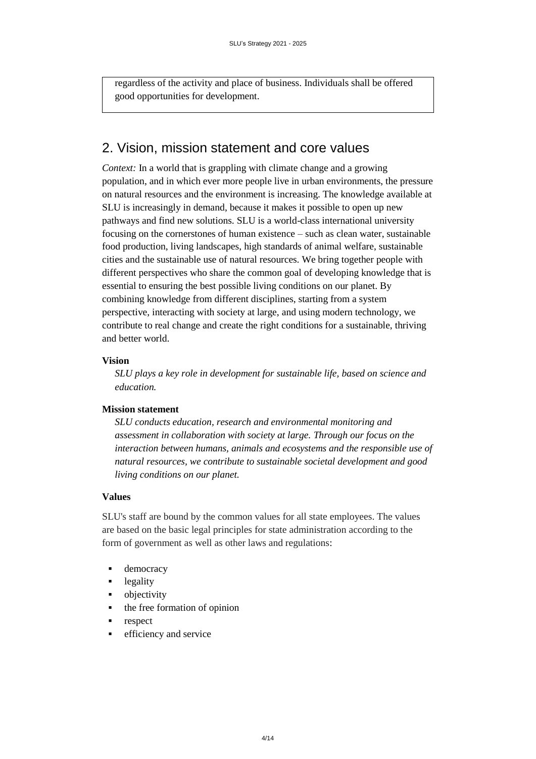regardless of the activity and place of business. Individuals shall be offered good opportunities for development.

## 2. Vision, mission statement and core values

*Context:* In a world that is grappling with climate change and a growing population, and in which ever more people live in urban environments, the pressure on natural resources and the environment is increasing. The knowledge available at SLU is increasingly in demand, because it makes it possible to open up new pathways and find new solutions. SLU is a world-class international university focusing on the cornerstones of human existence – such as clean water, sustainable food production, living landscapes, high standards of animal welfare, sustainable cities and the sustainable use of natural resources. We bring together people with different perspectives who share the common goal of developing knowledge that is essential to ensuring the best possible living conditions on our planet. By combining knowledge from different disciplines, starting from a system perspective, interacting with society at large, and using modern technology, we contribute to real change and create the right conditions for a sustainable, thriving and better world.

**Vision**

*SLU plays a key role in development for sustainable life, based on science and education.*

**Mission statement**

*SLU conducts education, research and environmental monitoring and assessment in collaboration with society at large. Through our focus on the interaction between humans, animals and ecosystems and the responsible use of natural resources, we contribute to sustainable societal development and good living conditions on our planet.*

**Values**

SLU's staff are bound by the common values for all state employees. The values are based on the basic legal principles for state administration according to the form of government as well as other laws and regulations:

- democracy
- legality
- objectivity
- the free formation of opinion
- respect
- efficiency and service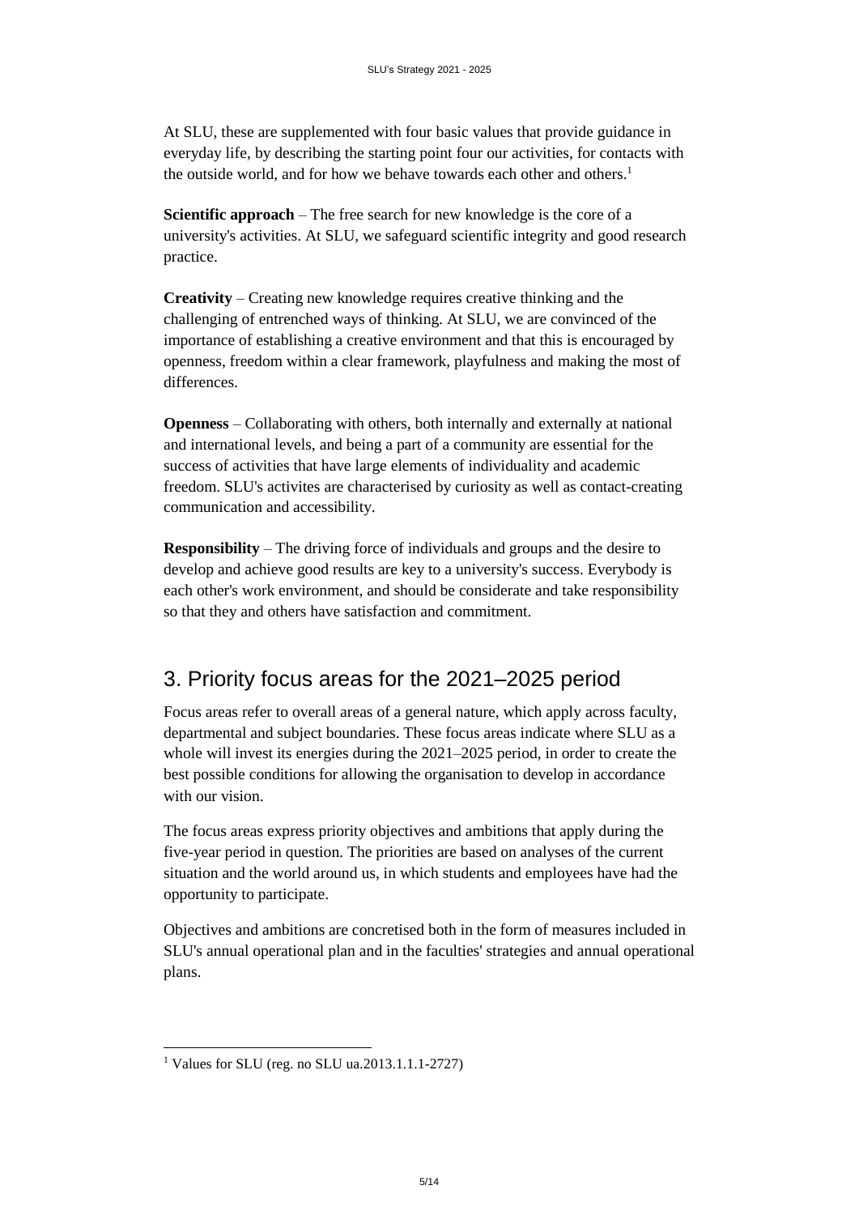At SLU, these are supplemented with four basic values that provide guidance in everyday life, by describing the starting point four our activities, for contacts with the outside world, and for how we behave towards each other and others.[1]

**Scientific approach** – The free search for new knowledge is the core of a university's activities. At SLU, we safeguard scientific integrity and good research practice.

**Creativity** – Creating new knowledge requires creative thinking and the challenging of entrenched ways of thinking. At SLU, we are convinced of the importance of establishing a creative environment and that this is encouraged by openness, freedom within a clear framework, playfulness and making the most of differences.

**Openness** – Collaborating with others, both internally and externally at national and international levels, and being a part of a community are essential for the success of activities that have large elements of individuality and academic freedom. SLU's activites are characterised by curiosity as well as contact-creating communication and accessibility.

**Responsibility** – The driving force of individuals and groups and the desire to develop and achieve good results are key to a university's success. Everybody is each other's work environment, and should be considerate and take responsibility so that they and others have satisfaction and commitment.

## 3. Priority focus areas for the 2021–2025 period

Focus areas refer to overall areas of a general nature, which apply across faculty, departmental and subject boundaries. These focus areas indicate where SLU as a whole will invest its energies during the 2021–2025 period, in order to create the best possible conditions for allowing the organisation to develop in accordance with our vision.

The focus areas express priority objectives and ambitions that apply during the five-year period in question. The priorities are based on analyses of the current situation and the world around us, in which students and employees have had the opportunity to participate.

Objectives and ambitions are concretised both in the form of measures included in SLU's annual operational plan and in the faculties' strategies and annual operational plans.

---

[1] Values for SLU (reg. no SLU ua.2013.1.1.1-2727)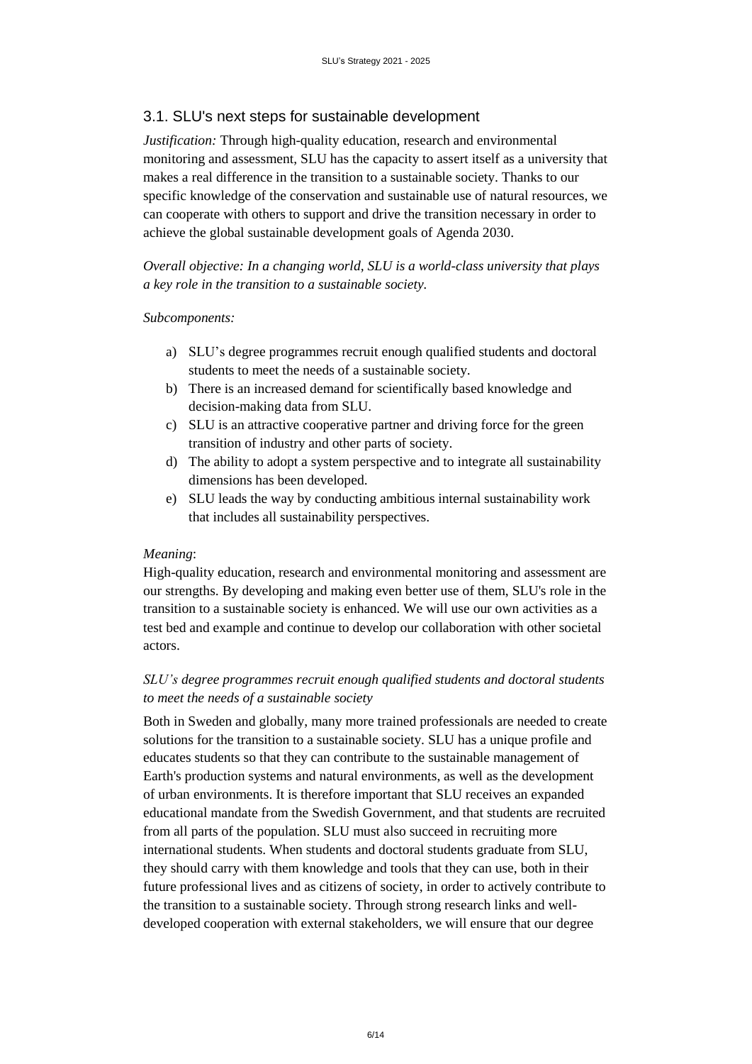## 3.1. SLU's next steps for sustainable development

*Justification:* Through high-quality education, research and environmental monitoring and assessment, SLU has the capacity to assert itself as a university that makes a real difference in the transition to a sustainable society. Thanks to our specific knowledge of the conservation and sustainable use of natural resources, we can cooperate with others to support and drive the transition necessary in order to achieve the global sustainable development goals of Agenda 2030.

*Overall objective: In a changing world, SLU is a world-class university that plays a key role in the transition to a sustainable society.*

*Subcomponents:*

a) SLU's degree programmes recruit enough qualified students and doctoral students to meet the needs of a sustainable society.
b) There is an increased demand for scientifically based knowledge and decision-making data from SLU.
c) SLU is an attractive cooperative partner and driving force for the green transition of industry and other parts of society.
d) The ability to adopt a system perspective and to integrate all sustainability dimensions has been developed.
e) SLU leads the way by conducting ambitious internal sustainability work that includes all sustainability perspectives.

*Meaning*:
High-quality education, research and environmental monitoring and assessment are our strengths. By developing and making even better use of them, SLU's role in the transition to a sustainable society is enhanced. We will use our own activities as a test bed and example and continue to develop our collaboration with other societal actors.

*SLU's degree programmes recruit enough qualified students and doctoral students to meet the needs of a sustainable society*

Both in Sweden and globally, many more trained professionals are needed to create solutions for the transition to a sustainable society. SLU has a unique profile and educates students so that they can contribute to the sustainable management of Earth's production systems and natural environments, as well as the development of urban environments. It is therefore important that SLU receives an expanded educational mandate from the Swedish Government, and that students are recruited from all parts of the population. SLU must also succeed in recruiting more international students. When students and doctoral students graduate from SLU, they should carry with them knowledge and tools that they can use, both in their future professional lives and as citizens of society, in order to actively contribute to the transition to a sustainable society. Through strong research links and well-developed cooperation with external stakeholders, we will ensure that our degree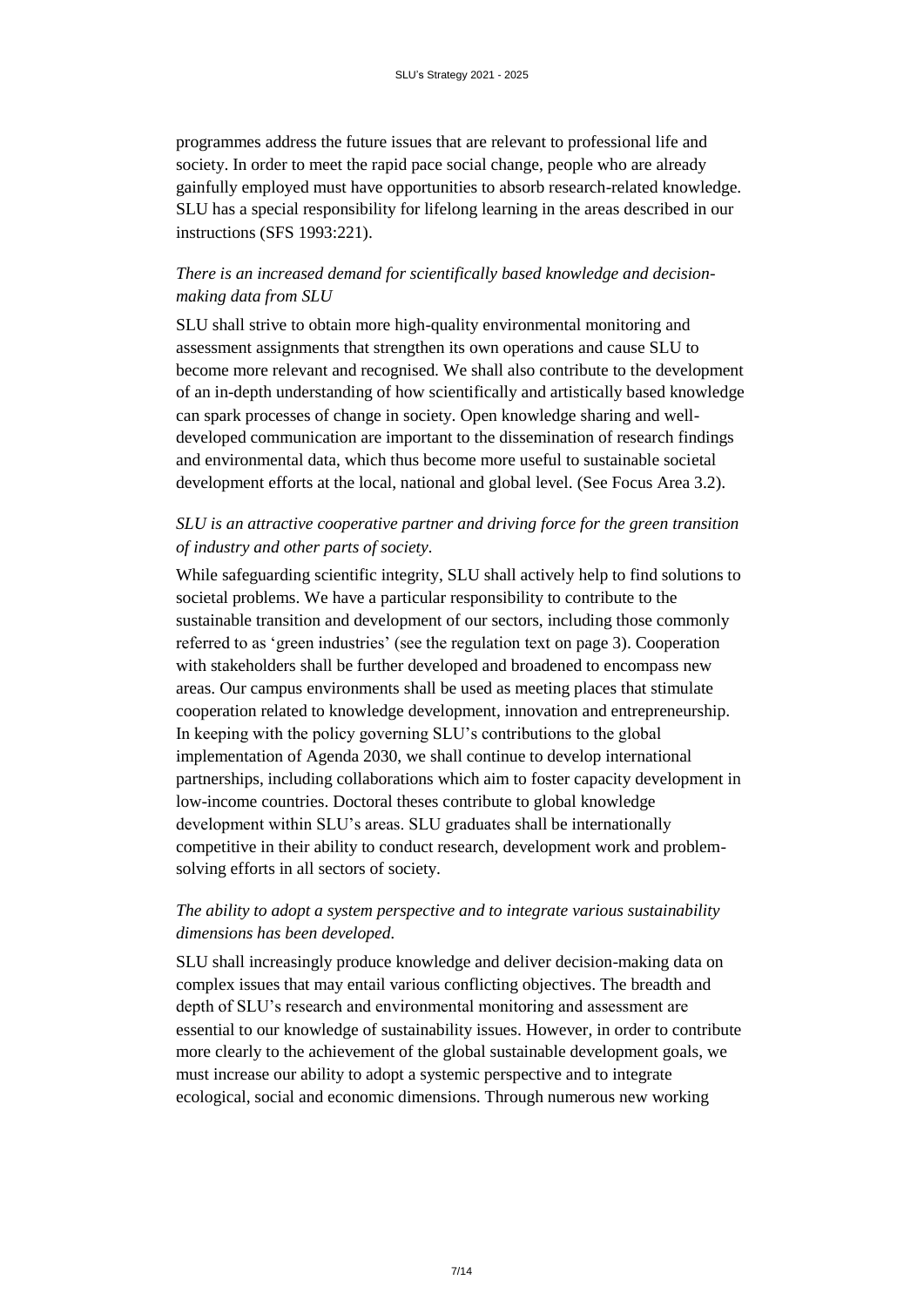programmes address the future issues that are relevant to professional life and society. In order to meet the rapid pace social change, people who are already gainfully employed must have opportunities to absorb research-related knowledge. SLU has a special responsibility for lifelong learning in the areas described in our instructions (SFS 1993:221).

*There is an increased demand for scientifically based knowledge and decision-making data from SLU*

SLU shall strive to obtain more high-quality environmental monitoring and assessment assignments that strengthen its own operations and cause SLU to become more relevant and recognised. We shall also contribute to the development of an in-depth understanding of how scientifically and artistically based knowledge can spark processes of change in society. Open knowledge sharing and well-developed communication are important to the dissemination of research findings and environmental data, which thus become more useful to sustainable societal development efforts at the local, national and global level. (See Focus Area 3.2).

*SLU is an attractive cooperative partner and driving force for the green transition of industry and other parts of society.*

While safeguarding scientific integrity, SLU shall actively help to find solutions to societal problems. We have a particular responsibility to contribute to the sustainable transition and development of our sectors, including those commonly referred to as 'green industries' (see the regulation text on page 3). Cooperation with stakeholders shall be further developed and broadened to encompass new areas. Our campus environments shall be used as meeting places that stimulate cooperation related to knowledge development, innovation and entrepreneurship. In keeping with the policy governing SLU's contributions to the global implementation of Agenda 2030, we shall continue to develop international partnerships, including collaborations which aim to foster capacity development in low-income countries. Doctoral theses contribute to global knowledge development within SLU's areas. SLU graduates shall be internationally competitive in their ability to conduct research, development work and problem-solving efforts in all sectors of society.

*The ability to adopt a system perspective and to integrate various sustainability dimensions has been developed.*

SLU shall increasingly produce knowledge and deliver decision-making data on complex issues that may entail various conflicting objectives. The breadth and depth of SLU's research and environmental monitoring and assessment are essential to our knowledge of sustainability issues. However, in order to contribute more clearly to the achievement of the global sustainable development goals, we must increase our ability to adopt a systemic perspective and to integrate ecological, social and economic dimensions. Through numerous new working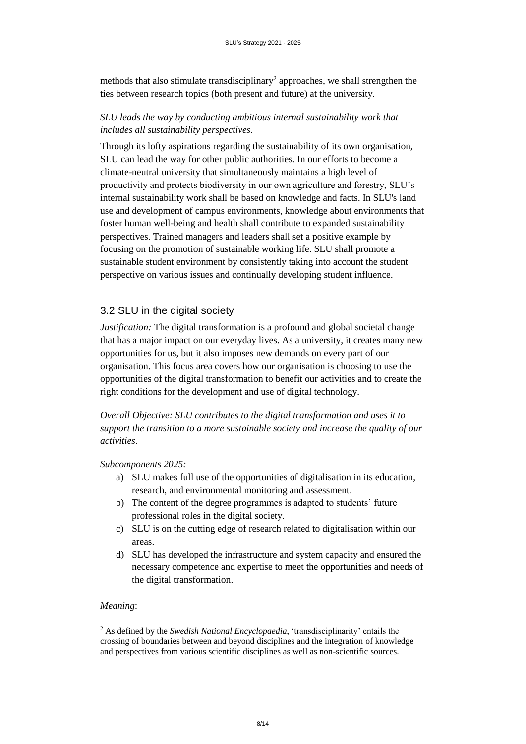methods that also stimulate transdisciplinary[2] approaches, we shall strengthen the ties between research topics (both present and future) at the university.

*SLU leads the way by conducting ambitious internal sustainability work that includes all sustainability perspectives.*

Through its lofty aspirations regarding the sustainability of its own organisation, SLU can lead the way for other public authorities. In our efforts to become a climate-neutral university that simultaneously maintains a high level of productivity and protects biodiversity in our own agriculture and forestry, SLU's internal sustainability work shall be based on knowledge and facts. In SLU's land use and development of campus environments, knowledge about environments that foster human well-being and health shall contribute to expanded sustainability perspectives. Trained managers and leaders shall set a positive example by focusing on the promotion of sustainable working life. SLU shall promote a sustainable student environment by consistently taking into account the student perspective on various issues and continually developing student influence.

## 3.2 SLU in the digital society

*Justification:* The digital transformation is a profound and global societal change that has a major impact on our everyday lives. As a university, it creates many new opportunities for us, but it also imposes new demands on every part of our organisation. This focus area covers how our organisation is choosing to use the opportunities of the digital transformation to benefit our activities and to create the right conditions for the development and use of digital technology.

*Overall Objective: SLU contributes to the digital transformation and uses it to support the transition to a more sustainable society and increase the quality of our activities*.

*Subcomponents 2025:*

a) SLU makes full use of the opportunities of digitalisation in its education, research, and environmental monitoring and assessment.
b) The content of the degree programmes is adapted to students' future professional roles in the digital society.
c) SLU is on the cutting edge of research related to digitalisation within our areas.
d) SLU has developed the infrastructure and system capacity and ensured the necessary competence and expertise to meet the opportunities and needs of the digital transformation.

*Meaning*:

[2] As defined by the *Swedish National Encyclopaedia*, 'transdisciplinarity' entails the crossing of boundaries between and beyond disciplines and the integration of knowledge and perspectives from various scientific disciplines as well as non-scientific sources.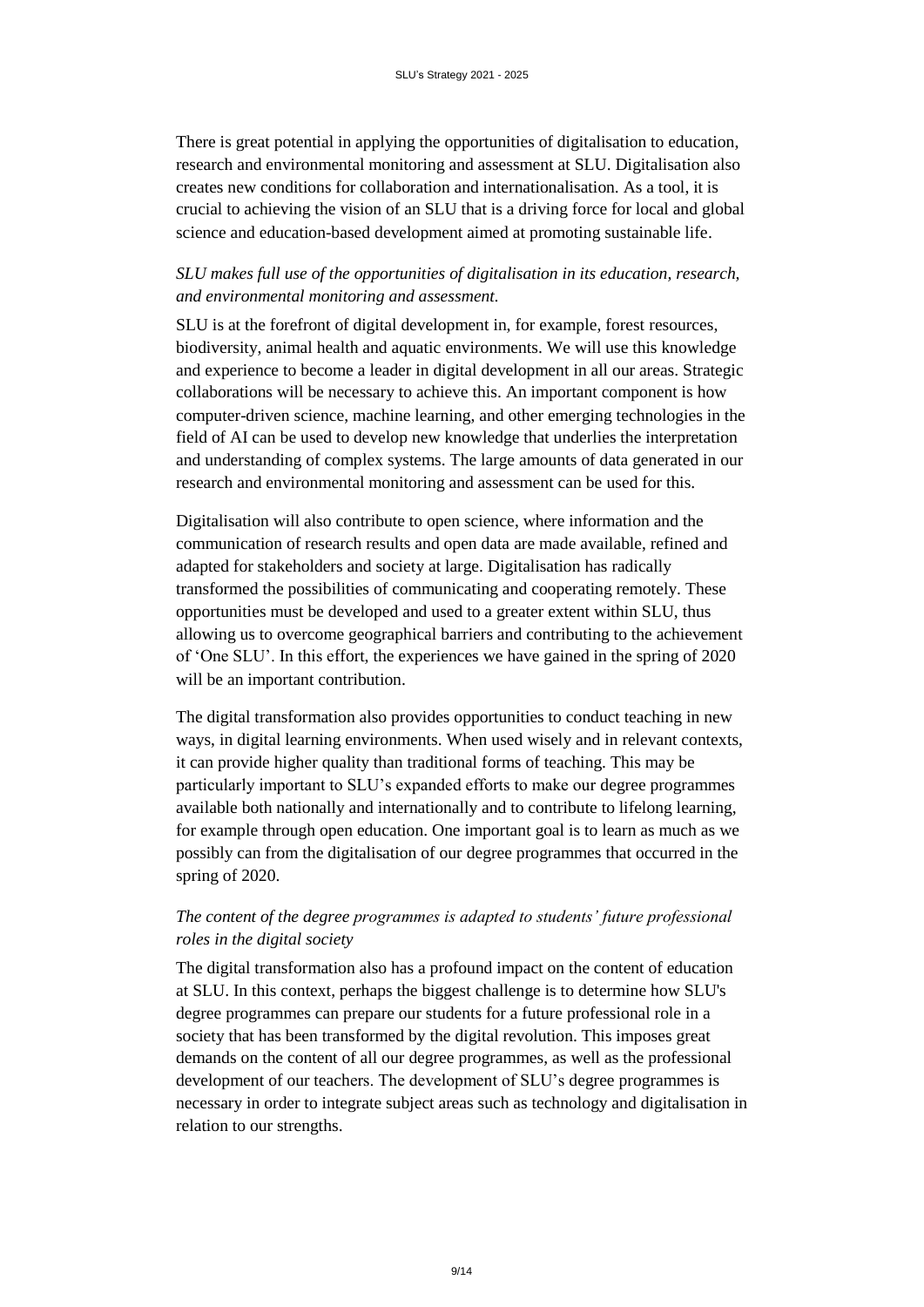There is great potential in applying the opportunities of digitalisation to education, research and environmental monitoring and assessment at SLU. Digitalisation also creates new conditions for collaboration and internationalisation. As a tool, it is crucial to achieving the vision of an SLU that is a driving force for local and global science and education-based development aimed at promoting sustainable life.

*SLU makes full use of the opportunities of digitalisation in its education, research, and environmental monitoring and assessment.*

SLU is at the forefront of digital development in, for example, forest resources, biodiversity, animal health and aquatic environments. We will use this knowledge and experience to become a leader in digital development in all our areas. Strategic collaborations will be necessary to achieve this. An important component is how computer-driven science, machine learning, and other emerging technologies in the field of AI can be used to develop new knowledge that underlies the interpretation and understanding of complex systems. The large amounts of data generated in our research and environmental monitoring and assessment can be used for this.

Digitalisation will also contribute to open science, where information and the communication of research results and open data are made available, refined and adapted for stakeholders and society at large. Digitalisation has radically transformed the possibilities of communicating and cooperating remotely. These opportunities must be developed and used to a greater extent within SLU, thus allowing us to overcome geographical barriers and contributing to the achievement of 'One SLU'. In this effort, the experiences we have gained in the spring of 2020 will be an important contribution.

The digital transformation also provides opportunities to conduct teaching in new ways, in digital learning environments. When used wisely and in relevant contexts, it can provide higher quality than traditional forms of teaching. This may be particularly important to SLU's expanded efforts to make our degree programmes available both nationally and internationally and to contribute to lifelong learning, for example through open education. One important goal is to learn as much as we possibly can from the digitalisation of our degree programmes that occurred in the spring of 2020.

*The content of the degree programmes is adapted to students' future professional roles in the digital society*

The digital transformation also has a profound impact on the content of education at SLU. In this context, perhaps the biggest challenge is to determine how SLU's degree programmes can prepare our students for a future professional role in a society that has been transformed by the digital revolution. This imposes great demands on the content of all our degree programmes, as well as the professional development of our teachers. The development of SLU's degree programmes is necessary in order to integrate subject areas such as technology and digitalisation in relation to our strengths.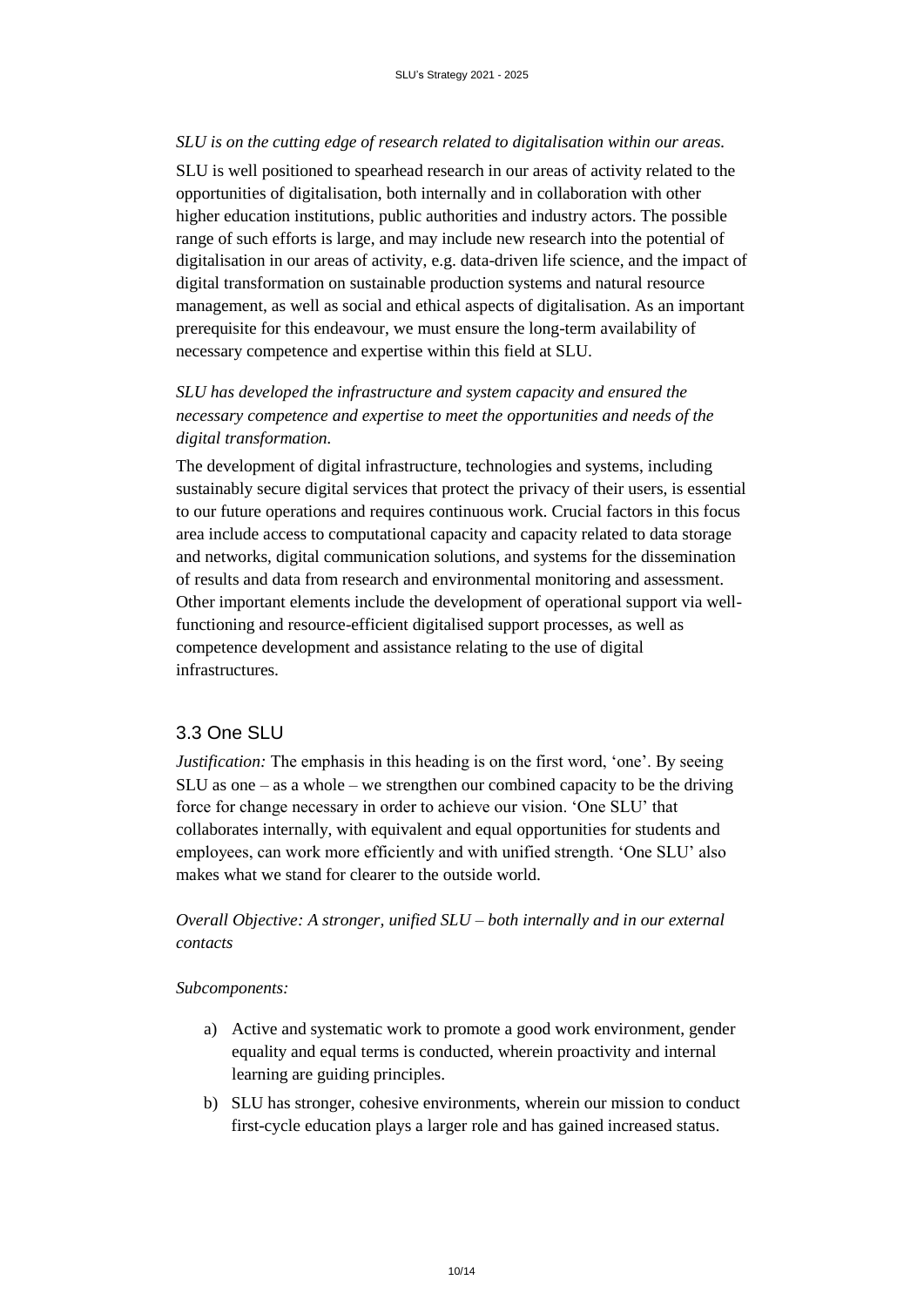*SLU is on the cutting edge of research related to digitalisation within our areas.*

SLU is well positioned to spearhead research in our areas of activity related to the opportunities of digitalisation, both internally and in collaboration with other higher education institutions, public authorities and industry actors. The possible range of such efforts is large, and may include new research into the potential of digitalisation in our areas of activity, e.g. data-driven life science, and the impact of digital transformation on sustainable production systems and natural resource management, as well as social and ethical aspects of digitalisation. As an important prerequisite for this endeavour, we must ensure the long-term availability of necessary competence and expertise within this field at SLU.

*SLU has developed the infrastructure and system capacity and ensured the necessary competence and expertise to meet the opportunities and needs of the digital transformation.*

The development of digital infrastructure, technologies and systems, including sustainably secure digital services that protect the privacy of their users, is essential to our future operations and requires continuous work. Crucial factors in this focus area include access to computational capacity and capacity related to data storage and networks, digital communication solutions, and systems for the dissemination of results and data from research and environmental monitoring and assessment. Other important elements include the development of operational support via well-functioning and resource-efficient digitalised support processes, as well as competence development and assistance relating to the use of digital infrastructures.

## 3.3 One SLU

*Justification:* The emphasis in this heading is on the first word, 'one'. By seeing SLU as one – as a whole – we strengthen our combined capacity to be the driving force for change necessary in order to achieve our vision. 'One SLU' that collaborates internally, with equivalent and equal opportunities for students and employees, can work more efficiently and with unified strength. 'One SLU' also makes what we stand for clearer to the outside world.

*Overall Objective: A stronger, unified SLU – both internally and in our external contacts*

*Subcomponents:*

a) Active and systematic work to promote a good work environment, gender equality and equal terms is conducted, wherein proactivity and internal learning are guiding principles.

b) SLU has stronger, cohesive environments, wherein our mission to conduct first-cycle education plays a larger role and has gained increased status.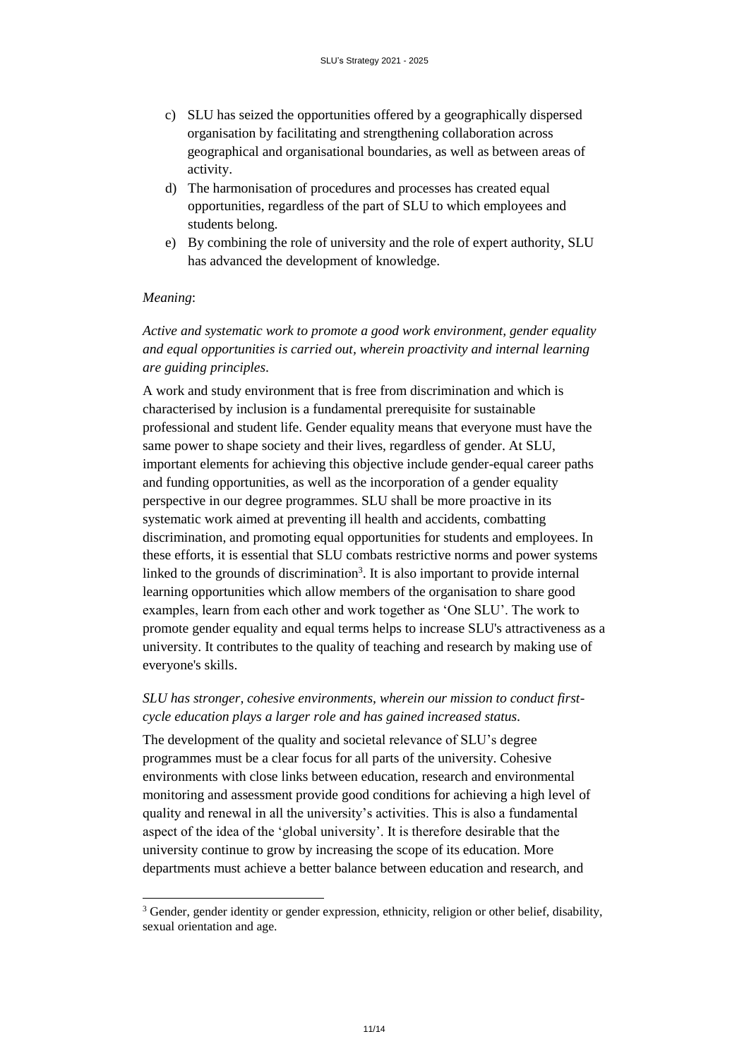c) SLU has seized the opportunities offered by a geographically dispersed organisation by facilitating and strengthening collaboration across geographical and organisational boundaries, as well as between areas of activity.
d) The harmonisation of procedures and processes has created equal opportunities, regardless of the part of SLU to which employees and students belong.
e) By combining the role of university and the role of expert authority, SLU has advanced the development of knowledge.

*Meaning*:

*Active and systematic work to promote a good work environment, gender equality and equal opportunities is carried out, wherein proactivity and internal learning are guiding principles.*

A work and study environment that is free from discrimination and which is characterised by inclusion is a fundamental prerequisite for sustainable professional and student life. Gender equality means that everyone must have the same power to shape society and their lives, regardless of gender. At SLU, important elements for achieving this objective include gender-equal career paths and funding opportunities, as well as the incorporation of a gender equality perspective in our degree programmes. SLU shall be more proactive in its systematic work aimed at preventing ill health and accidents, combatting discrimination, and promoting equal opportunities for students and employees. In these efforts, it is essential that SLU combats restrictive norms and power systems linked to the grounds of discrimination[3]. It is also important to provide internal learning opportunities which allow members of the organisation to share good examples, learn from each other and work together as 'One SLU'. The work to promote gender equality and equal terms helps to increase SLU's attractiveness as a university. It contributes to the quality of teaching and research by making use of everyone's skills.

*SLU has stronger, cohesive environments, wherein our mission to conduct first-cycle education plays a larger role and has gained increased status.*

The development of the quality and societal relevance of SLU's degree programmes must be a clear focus for all parts of the university. Cohesive environments with close links between education, research and environmental monitoring and assessment provide good conditions for achieving a high level of quality and renewal in all the university's activities. This is also a fundamental aspect of the idea of the 'global university'. It is therefore desirable that the university continue to grow by increasing the scope of its education. More departments must achieve a better balance between education and research, and

[3] Gender, gender identity or gender expression, ethnicity, religion or other belief, disability, sexual orientation and age.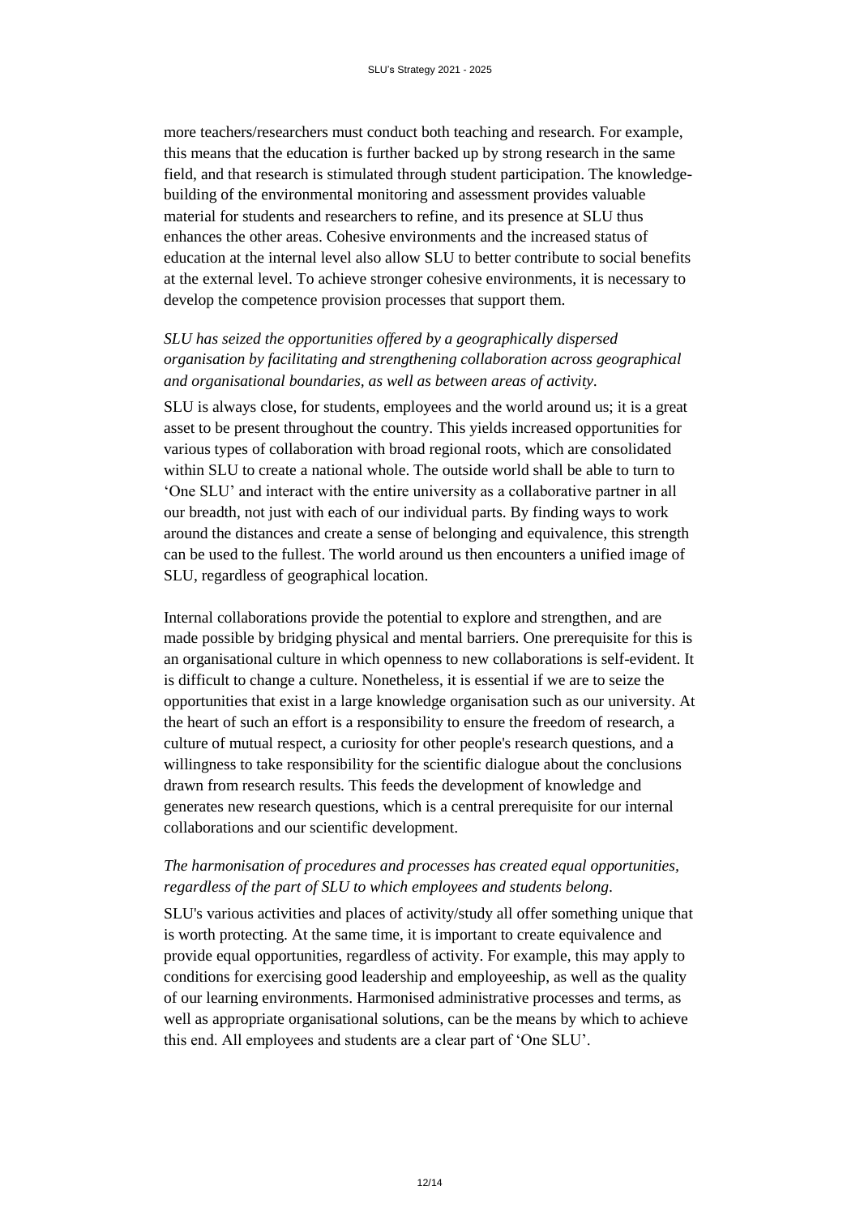more teachers/researchers must conduct both teaching and research. For example, this means that the education is further backed up by strong research in the same field, and that research is stimulated through student participation. The knowledge-building of the environmental monitoring and assessment provides valuable material for students and researchers to refine, and its presence at SLU thus enhances the other areas. Cohesive environments and the increased status of education at the internal level also allow SLU to better contribute to social benefits at the external level. To achieve stronger cohesive environments, it is necessary to develop the competence provision processes that support them.

*SLU has seized the opportunities offered by a geographically dispersed organisation by facilitating and strengthening collaboration across geographical and organisational boundaries, as well as between areas of activity.*

SLU is always close, for students, employees and the world around us; it is a great asset to be present throughout the country. This yields increased opportunities for various types of collaboration with broad regional roots, which are consolidated within SLU to create a national whole. The outside world shall be able to turn to 'One SLU' and interact with the entire university as a collaborative partner in all our breadth, not just with each of our individual parts. By finding ways to work around the distances and create a sense of belonging and equivalence, this strength can be used to the fullest. The world around us then encounters a unified image of SLU, regardless of geographical location.

Internal collaborations provide the potential to explore and strengthen, and are made possible by bridging physical and mental barriers. One prerequisite for this is an organisational culture in which openness to new collaborations is self-evident. It is difficult to change a culture. Nonetheless, it is essential if we are to seize the opportunities that exist in a large knowledge organisation such as our university. At the heart of such an effort is a responsibility to ensure the freedom of research, a culture of mutual respect, a curiosity for other people's research questions, and a willingness to take responsibility for the scientific dialogue about the conclusions drawn from research results. This feeds the development of knowledge and generates new research questions, which is a central prerequisite for our internal collaborations and our scientific development.

*The harmonisation of procedures and processes has created equal opportunities, regardless of the part of SLU to which employees and students belong.*

SLU's various activities and places of activity/study all offer something unique that is worth protecting. At the same time, it is important to create equivalence and provide equal opportunities, regardless of activity. For example, this may apply to conditions for exercising good leadership and employeeship, as well as the quality of our learning environments. Harmonised administrative processes and terms, as well as appropriate organisational solutions, can be the means by which to achieve this end. All employees and students are a clear part of 'One SLU'.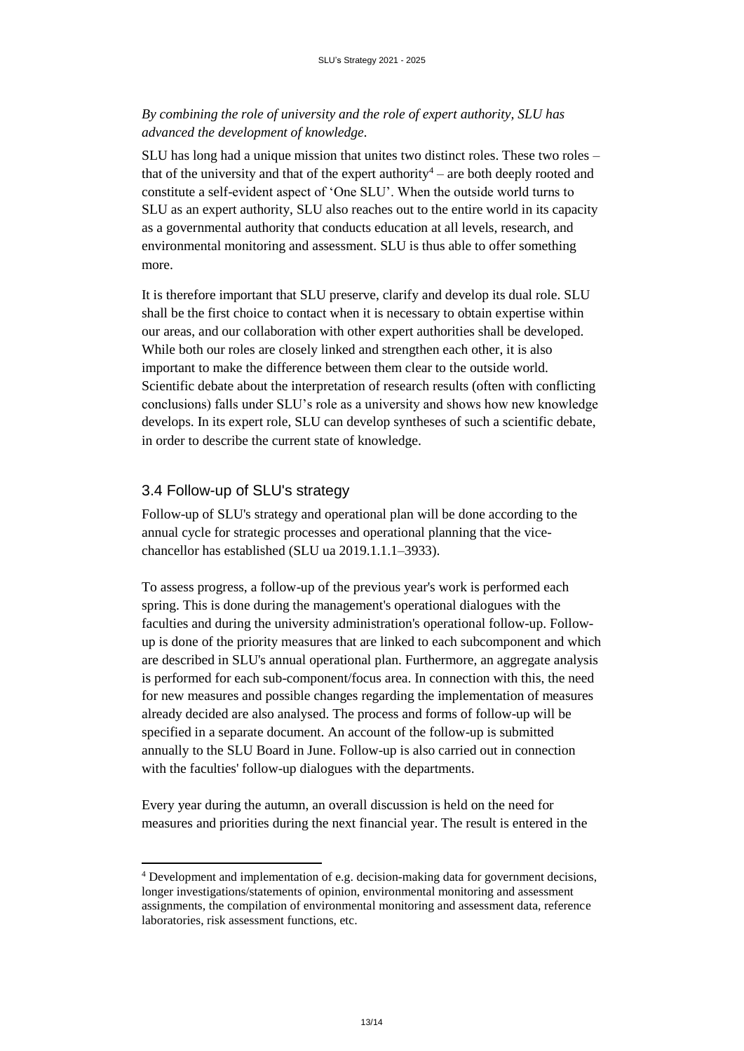*By combining the role of university and the role of expert authority, SLU has advanced the development of knowledge.*

SLU has long had a unique mission that unites two distinct roles. These two roles – that of the university and that of the expert authority[4] – are both deeply rooted and constitute a self-evident aspect of 'One SLU'. When the outside world turns to SLU as an expert authority, SLU also reaches out to the entire world in its capacity as a governmental authority that conducts education at all levels, research, and environmental monitoring and assessment. SLU is thus able to offer something more.

It is therefore important that SLU preserve, clarify and develop its dual role. SLU shall be the first choice to contact when it is necessary to obtain expertise within our areas, and our collaboration with other expert authorities shall be developed. While both our roles are closely linked and strengthen each other, it is also important to make the difference between them clear to the outside world. Scientific debate about the interpretation of research results (often with conflicting conclusions) falls under SLU's role as a university and shows how new knowledge develops. In its expert role, SLU can develop syntheses of such a scientific debate, in order to describe the current state of knowledge.

## 3.4 Follow-up of SLU's strategy

Follow-up of SLU's strategy and operational plan will be done according to the annual cycle for strategic processes and operational planning that the vice-chancellor has established (SLU ua 2019.1.1.1–3933).

To assess progress, a follow-up of the previous year's work is performed each spring. This is done during the management's operational dialogues with the faculties and during the university administration's operational follow-up. Follow-up is done of the priority measures that are linked to each subcomponent and which are described in SLU's annual operational plan. Furthermore, an aggregate analysis is performed for each sub-component/focus area. In connection with this, the need for new measures and possible changes regarding the implementation of measures already decided are also analysed. The process and forms of follow-up will be specified in a separate document. An account of the follow-up is submitted annually to the SLU Board in June. Follow-up is also carried out in connection with the faculties' follow-up dialogues with the departments.

Every year during the autumn, an overall discussion is held on the need for measures and priorities during the next financial year. The result is entered in the

[4] Development and implementation of e.g. decision-making data for government decisions, longer investigations/statements of opinion, environmental monitoring and assessment assignments, the compilation of environmental monitoring and assessment data, reference laboratories, risk assessment functions, etc.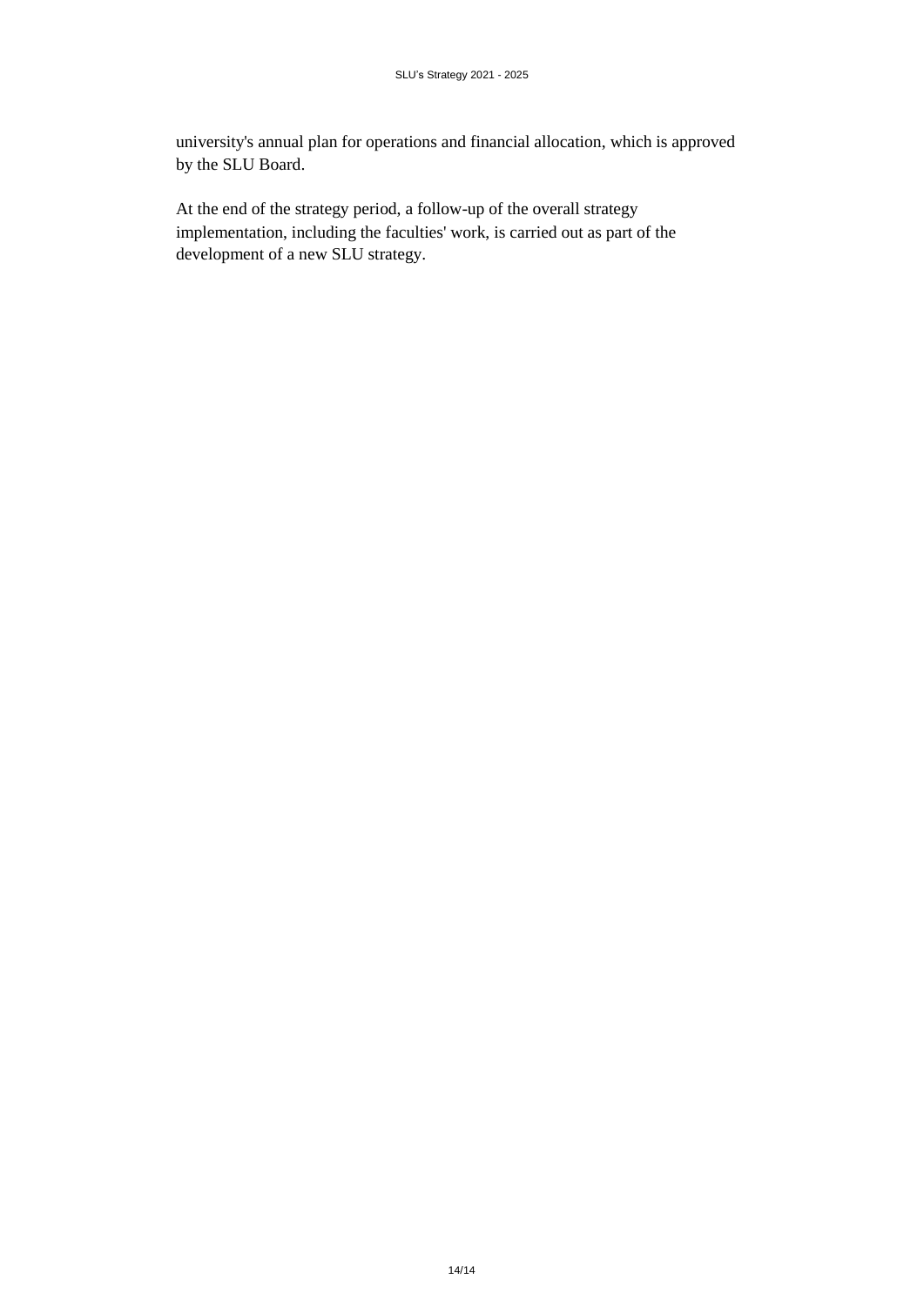university's annual plan for operations and financial allocation, which is approved by the SLU Board.

At the end of the strategy period, a follow-up of the overall strategy implementation, including the faculties' work, is carried out as part of the development of a new SLU strategy.